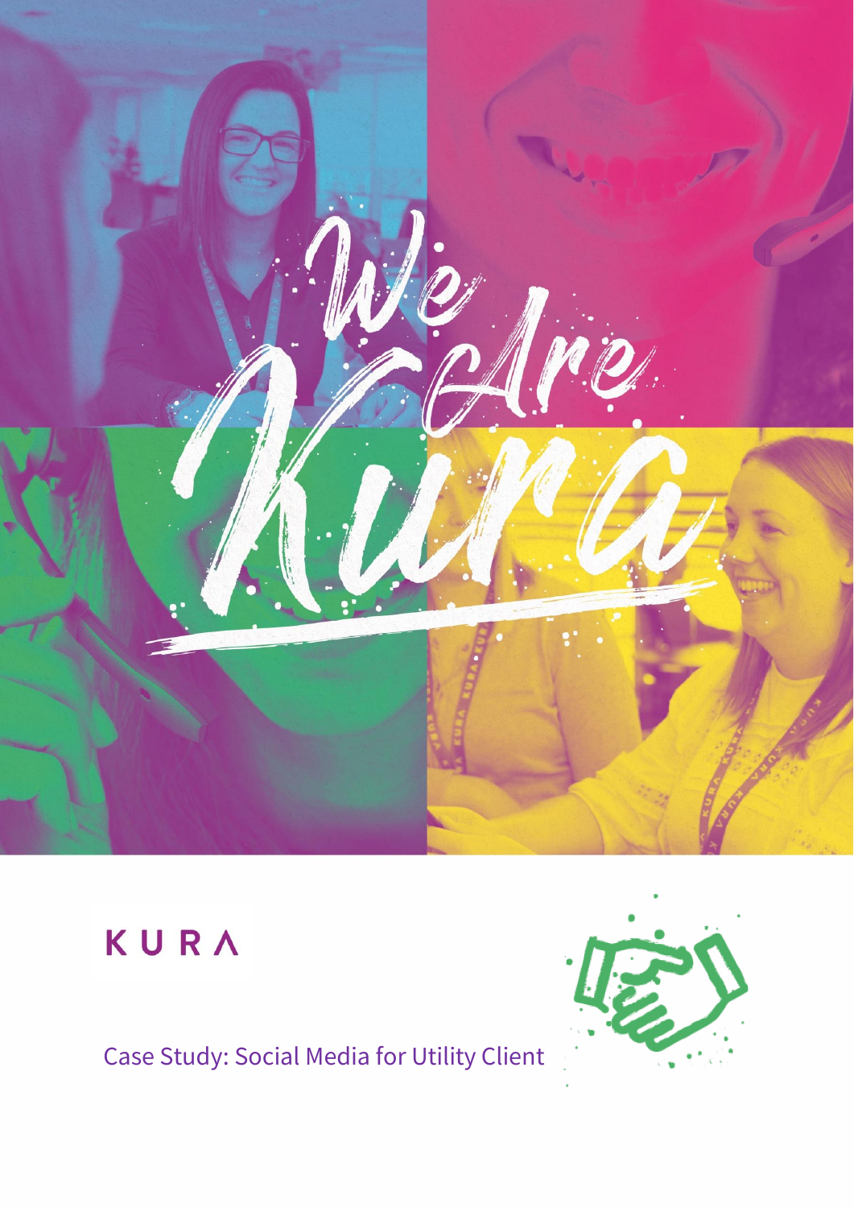# We Are Kura

KURA

Case Study: Social Media for Utility Client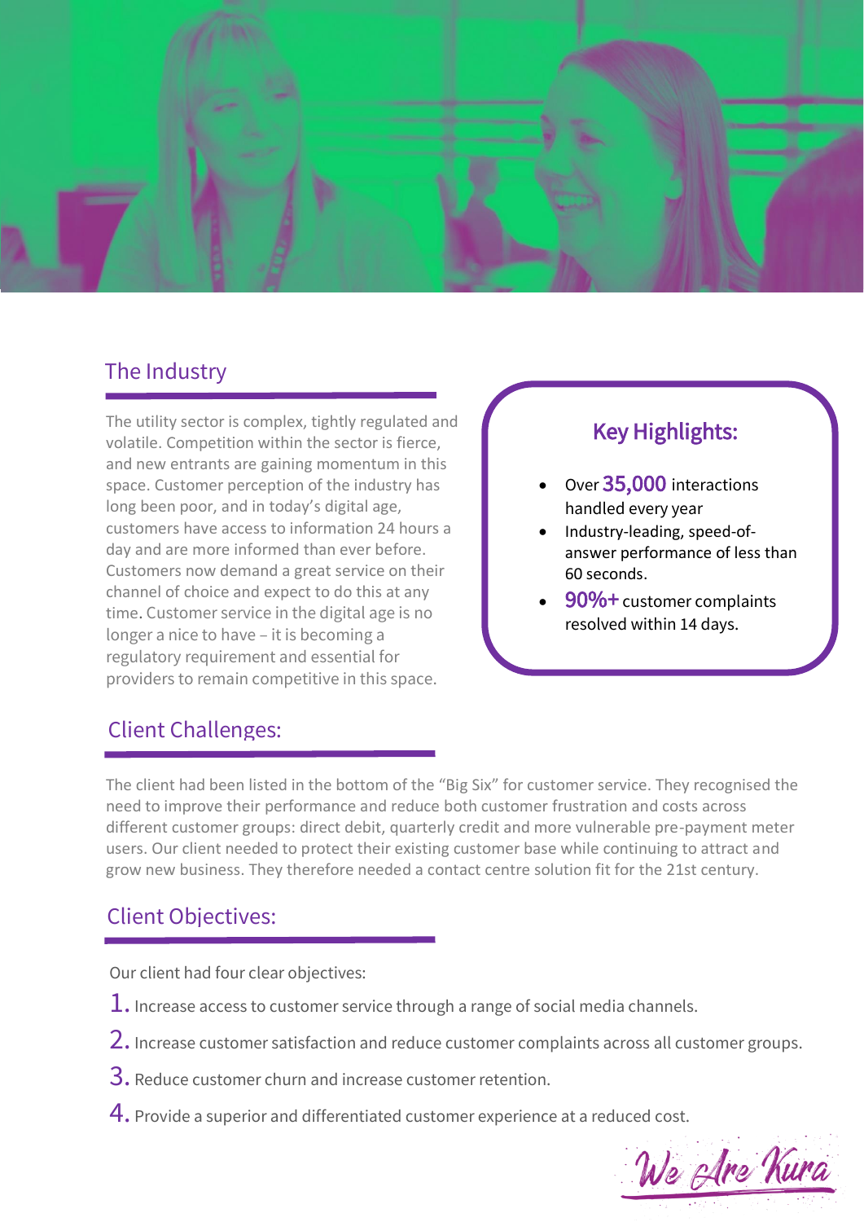## The Industry

The utility sector is complex, tightly regulated and volatile. Competition within the sector is fierce, and new entrants are gaining momentum in this space. Customer perception of the industry has long been poor, and in today's digital age, customers have access to information 24 hours a day and are more informed than ever before. Customers now demand a great service on their channel of choice and expect to do this at any time. Customer service in the digital age is no longer a nice to have – it is becoming a regulatory requirement and essential for providers to remain competitive in this space.

### Key Highlights:

- Over **35,000** interactions handled every year
- Industry-leading, speed-of-answer performance of less than 60 seconds.
- **90%+** customer complaints resolved within 14 days.

## Client Challenges:

The client had been listed in the bottom of the "Big Six" for customer service. They recognised the need to improve their performance and reduce both customer frustration and costs across different customer groups: direct debit, quarterly credit and more vulnerable pre-payment meter users. Our client needed to protect their existing customer base while continuing to attract and grow new business. They therefore needed a contact centre solution fit for the 21st century.

## Client Objectives:

Our client had four clear objectives:

1. Increase access to customer service through a range of social media channels.
2. Increase customer satisfaction and reduce customer complaints across all customer groups.
3. Reduce customer churn and increase customer retention.
4. Provide a superior and differentiated customer experience at a reduced cost.

We Are Kura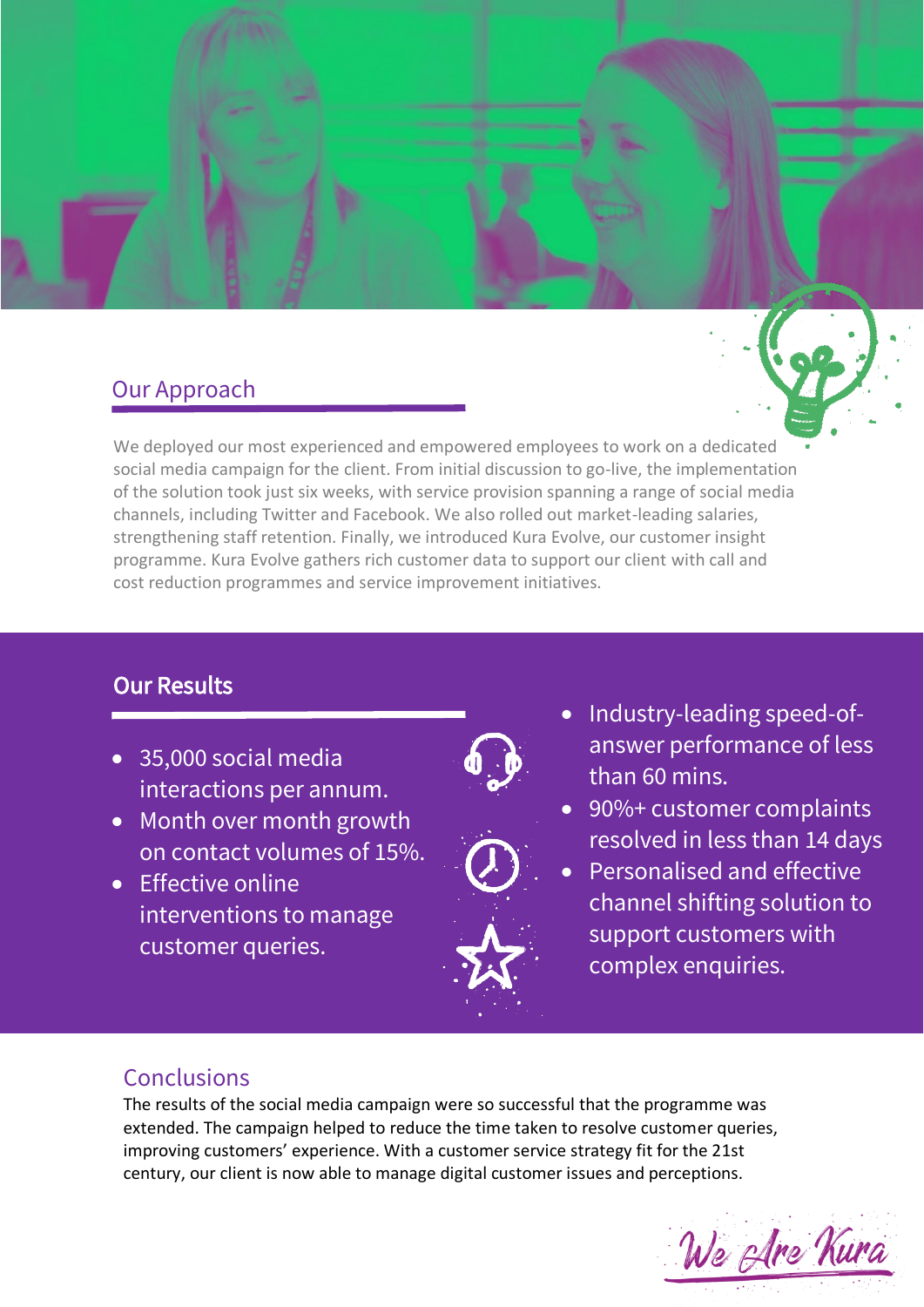## Our Approach

We deployed our most experienced and empowered employees to work on a dedicated social media campaign for the client. From initial discussion to go-live, the implementation of the solution took just six weeks, with service provision spanning a range of social media channels, including Twitter and Facebook. We also rolled out market-leading salaries, strengthening staff retention. Finally, we introduced Kura Evolve, our customer insight programme. Kura Evolve gathers rich customer data to support our client with call and cost reduction programmes and service improvement initiatives.

## Our Results

- 35,000 social media interactions per annum.
- Month over month growth on contact volumes of 15%.
- Effective online interventions to manage customer queries.
- Industry-leading speed-of-answer performance of less than 60 mins.
- 90%+ customer complaints resolved in less than 14 days
- Personalised and effective channel shifting solution to support customers with complex enquiries.

## Conclusions

The results of the social media campaign were so successful that the programme was extended. The campaign helped to reduce the time taken to resolve customer queries, improving customers' experience. With a customer service strategy fit for the 21st century, our client is now able to manage digital customer issues and perceptions.

We Are Kura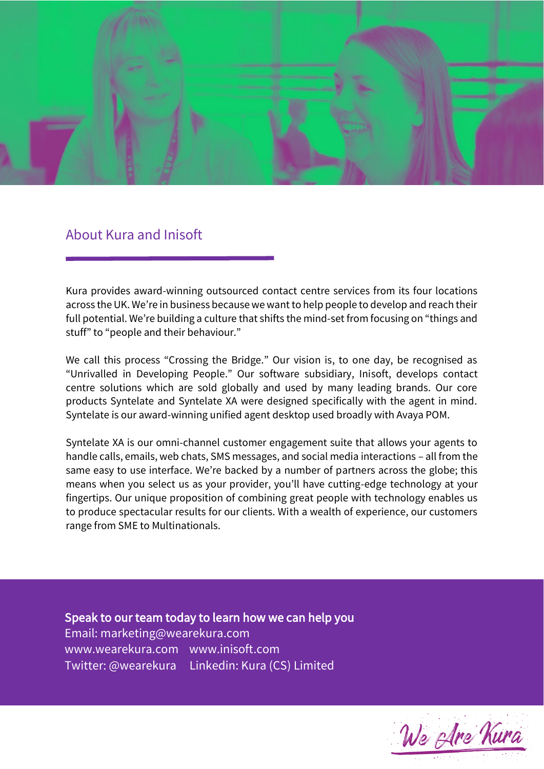## About Kura and Inisoft

Kura provides award-winning outsourced contact centre services from its four locations across the UK. We're in business because we want to help people to develop and reach their full potential. We're building a culture that shifts the mind-set from focusing on "things and stuff" to "people and their behaviour."

We call this process "Crossing the Bridge." Our vision is, to one day, be recognised as "Unrivalled in Developing People." Our software subsidiary, Inisoft, develops contact centre solutions which are sold globally and used by many leading brands. Our core products Syntelate and Syntelate XA were designed specifically with the agent in mind. Syntelate is our award-winning unified agent desktop used broadly with Avaya POM.

Syntelate XA is our omni-channel customer engagement suite that allows your agents to handle calls, emails, web chats, SMS messages, and social media interactions – all from the same easy to use interface. We're backed by a number of partners across the globe; this means when you select us as your provider, you'll have cutting-edge technology at your fingertips. Our unique proposition of combining great people with technology enables us to produce spectacular results for our clients. With a wealth of experience, our customers range from SME to Multinationals.

**Speak to our team today to learn how we can help you**

Email: marketing@wearekura.com

www.wearekura.com   www.inisoft.com

Twitter: @wearekura   Linkedin: Kura (CS) Limited

We Are Kura